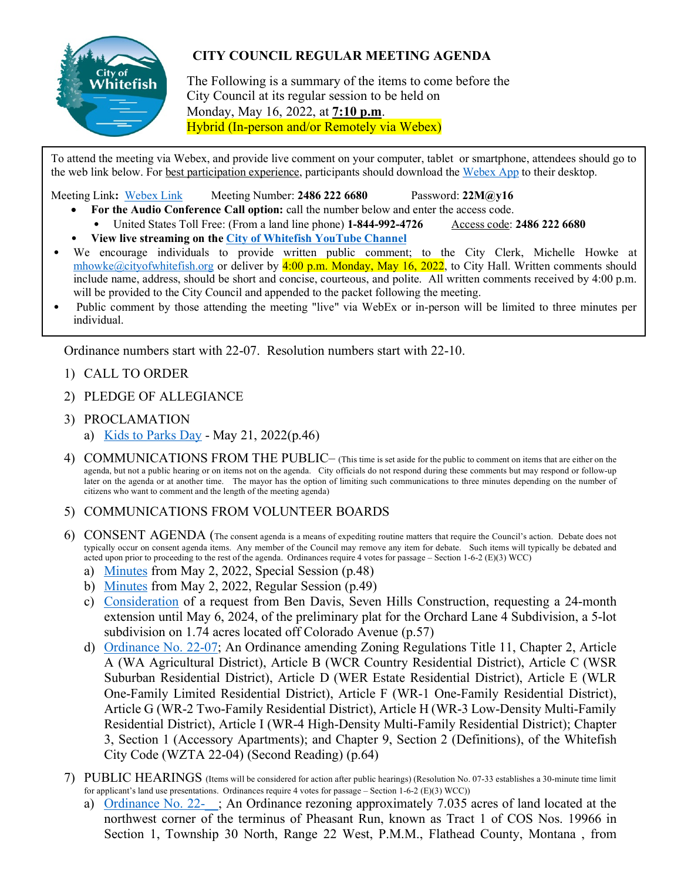# CITY COUNCIL REGULAR MEETING AGENDA

The Following is a summary of the items to come before the City Council at its regular session to be held on Monday, May 16, 2022, at **7:10 p.m**.
Hybrid (In-person and/or Remotely via Webex)

To attend the meeting via Webex, and provide live comment on your computer, tablet or smartphone, attendees should go to the web link below. For best participation experience, participants should download the Webex App to their desktop.

Meeting Link**:** Webex Link      Meeting Number: **2486 222 6680**      Password: **22M@y16**

- **For the Audio Conference Call option:** call the number below and enter the access code.
  - United States Toll Free: (From a land line phone) **1-844-992-4726**      Access code: **2486 222 6680**
- **View live streaming on the City of Whitefish YouTube Channel**
- We encourage individuals to provide written public comment; to the City Clerk, Michelle Howke at mhowke@cityofwhitefish.org or deliver by 4:00 p.m. Monday, May 16, 2022, to City Hall. Written comments should include name, address, should be short and concise, courteous, and polite. All written comments received by 4:00 p.m. will be provided to the City Council and appended to the packet following the meeting.
- Public comment by those attending the meeting "live" via WebEx or in-person will be limited to three minutes per individual.

Ordinance numbers start with 22-07. Resolution numbers start with 22-10.

1) CALL TO ORDER
2) PLEDGE OF ALLEGIANCE
3) PROCLAMATION
   a) Kids to Parks Day - May 21, 2022(p.46)
4) COMMUNICATIONS FROM THE PUBLIC– (This time is set aside for the public to comment on items that are either on the agenda, but not a public hearing or on items not on the agenda. City officials do not respond during these comments but may respond or follow-up later on the agenda or at another time. The mayor has the option of limiting such communications to three minutes depending on the number of citizens who want to comment and the length of the meeting agenda)
5) COMMUNICATIONS FROM VOLUNTEER BOARDS
6) CONSENT AGENDA (The consent agenda is a means of expediting routine matters that require the Council's action. Debate does not typically occur on consent agenda items. Any member of the Council may remove any item for debate. Such items will typically be debated and acted upon prior to proceeding to the rest of the agenda. Ordinances require 4 votes for passage – Section 1-6-2 (E)(3) WCC)
   a) Minutes from May 2, 2022, Special Session (p.48)
   b) Minutes from May 2, 2022, Regular Session (p.49)
   c) Consideration of a request from Ben Davis, Seven Hills Construction, requesting a 24-month extension until May 6, 2024, of the preliminary plat for the Orchard Lane 4 Subdivision, a 5-lot subdivision on 1.74 acres located off Colorado Avenue (p.57)
   d) Ordinance No. 22-07; An Ordinance amending Zoning Regulations Title 11, Chapter 2, Article A (WA Agricultural District), Article B (WCR Country Residential District), Article C (WSR Suburban Residential District), Article D (WER Estate Residential District), Article E (WLR One-Family Limited Residential District), Article F (WR-1 One-Family Residential District), Article G (WR-2 Two-Family Residential District), Article H (WR-3 Low-Density Multi-Family Residential District), Article I (WR-4 High-Density Multi-Family Residential District); Chapter 3, Section 1 (Accessory Apartments); and Chapter 9, Section 2 (Definitions), of the Whitefish City Code (WZTA 22-04) (Second Reading) (p.64)
7) PUBLIC HEARINGS (Items will be considered for action after public hearings) (Resolution No. 07-33 establishes a 30-minute time limit for applicant's land use presentations. Ordinances require 4 votes for passage – Section 1-6-2 (E)(3) WCC))
   a) Ordinance No. 22-__; An Ordinance rezoning approximately 7.035 acres of land located at the northwest corner of the terminus of Pheasant Run, known as Tract 1 of COS Nos. 19966 in Section 1, Township 30 North, Range 22 West, P.M.M., Flathead County, Montana , from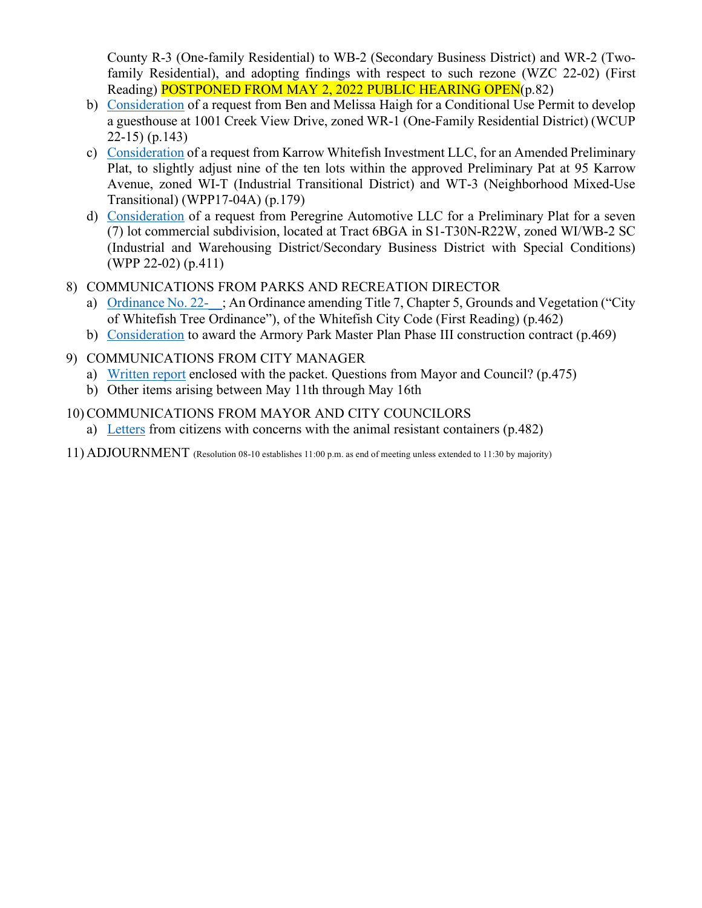County R-3 (One-family Residential) to WB-2 (Secondary Business District) and WR-2 (Two-family Residential), and adopting findings with respect to such rezone (WZC 22-02) (First Reading) POSTPONED FROM MAY 2, 2022 PUBLIC HEARING OPEN(p.82)

   b) Consideration of a request from Ben and Melissa Haigh for a Conditional Use Permit to develop a guesthouse at 1001 Creek View Drive, zoned WR-1 (One-Family Residential District) (WCUP 22-15) (p.143)
   c) Consideration of a request from Karrow Whitefish Investment LLC, for an Amended Preliminary Plat, to slightly adjust nine of the ten lots within the approved Preliminary Pat at 95 Karrow Avenue, zoned WI-T (Industrial Transitional District) and WT-3 (Neighborhood Mixed-Use Transitional) (WPP17-04A) (p.179)
   d) Consideration of a request from Peregrine Automotive LLC for a Preliminary Plat for a seven (7) lot commercial subdivision, located at Tract 6BGA in S1-T30N-R22W, zoned WI/WB-2 SC (Industrial and Warehousing District/Secondary Business District with Special Conditions) (WPP 22-02) (p.411)

8) COMMUNICATIONS FROM PARKS AND RECREATION DIRECTOR
   a) Ordinance No. 22-__; An Ordinance amending Title 7, Chapter 5, Grounds and Vegetation ("City of Whitefish Tree Ordinance"), of the Whitefish City Code (First Reading) (p.462)
   b) Consideration to award the Armory Park Master Plan Phase III construction contract (p.469)

9) COMMUNICATIONS FROM CITY MANAGER
   a) Written report enclosed with the packet. Questions from Mayor and Council? (p.475)
   b) Other items arising between May 11th through May 16th

10) COMMUNICATIONS FROM MAYOR AND CITY COUNCILORS
    a) Letters from citizens with concerns with the animal resistant containers (p.482)

11) ADJOURNMENT (Resolution 08-10 establishes 11:00 p.m. as end of meeting unless extended to 11:30 by majority)